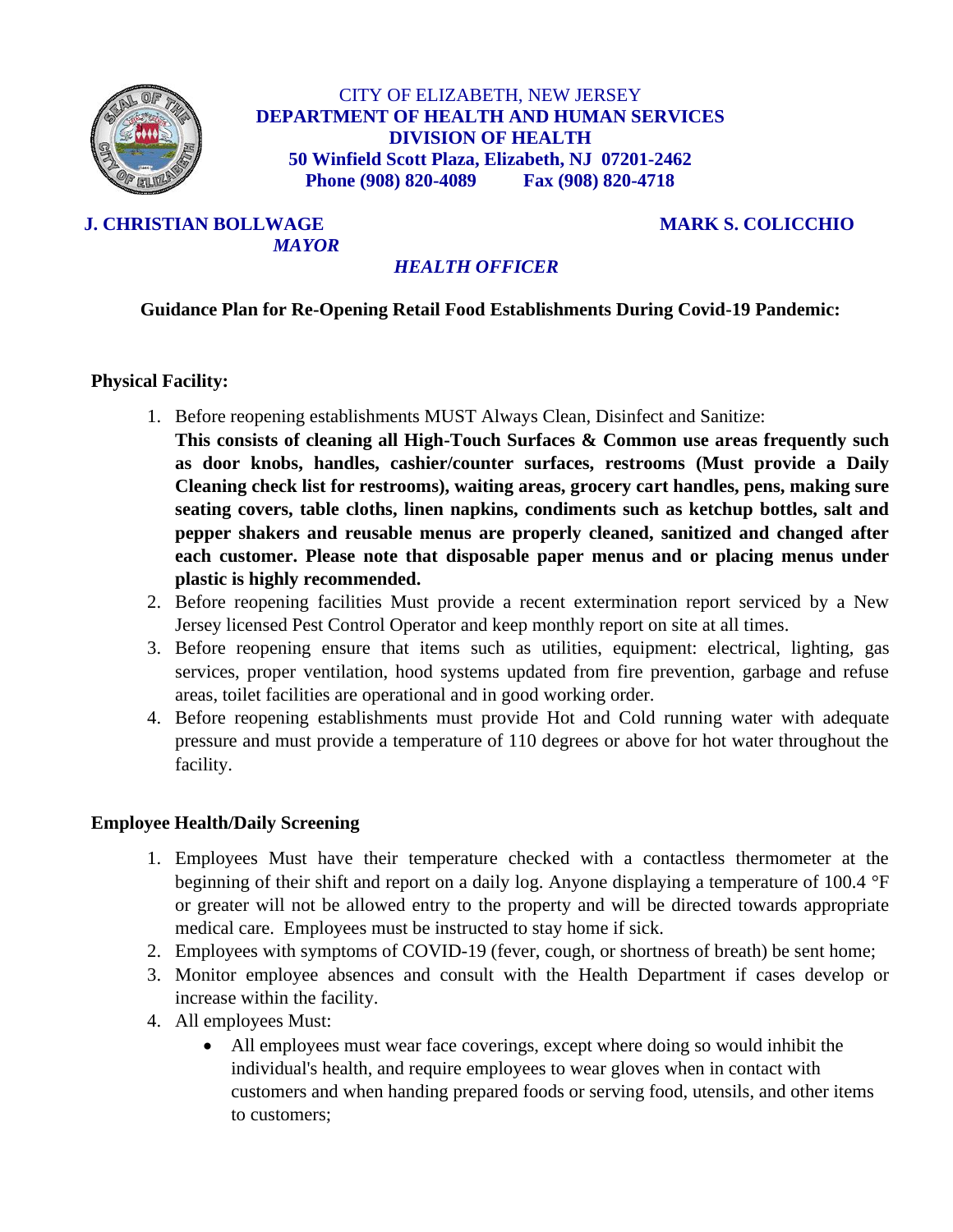CITY OF ELIZABETH, NEW JERSEY
**DEPARTMENT OF HEALTH AND HUMAN SERVICES**
**DIVISION OF HEALTH**
**50 Winfield Scott Plaza, Elizabeth, NJ 07201-2462**
**Phone (908) 820-4089 Fax (908) 820-4718**

**J. CHRISTIAN BOLLWAGE**
***MAYOR***

**MARK S. COLICCHIO**
***HEALTH OFFICER***

## Guidance Plan for Re-Opening Retail Food Establishments During Covid-19 Pandemic:

### Physical Facility:

1. Before reopening establishments MUST Always Clean, Disinfect and Sanitize:
   **This consists of cleaning all High-Touch Surfaces & Common use areas frequently such as door knobs, handles, cashier/counter surfaces, restrooms (Must provide a Daily Cleaning check list for restrooms), waiting areas, grocery cart handles, pens, making sure seating covers, table cloths, linen napkins, condiments such as ketchup bottles, salt and pepper shakers and reusable menus are properly cleaned, sanitized and changed after each customer. Please note that disposable paper menus and or placing menus under plastic is highly recommended.**
2. Before reopening facilities Must provide a recent extermination report serviced by a New Jersey licensed Pest Control Operator and keep monthly report on site at all times.
3. Before reopening ensure that items such as utilities, equipment: electrical, lighting, gas services, proper ventilation, hood systems updated from fire prevention, garbage and refuse areas, toilet facilities are operational and in good working order.
4. Before reopening establishments must provide Hot and Cold running water with adequate pressure and must provide a temperature of 110 degrees or above for hot water throughout the facility.

### Employee Health/Daily Screening

1. Employees Must have their temperature checked with a contactless thermometer at the beginning of their shift and report on a daily log. Anyone displaying a temperature of 100.4 °F or greater will not be allowed entry to the property and will be directed towards appropriate medical care. Employees must be instructed to stay home if sick.
2. Employees with symptoms of COVID-19 (fever, cough, or shortness of breath) be sent home;
3. Monitor employee absences and consult with the Health Department if cases develop or increase within the facility.
4. All employees Must:
   - All employees must wear face coverings, except where doing so would inhibit the individual's health, and require employees to wear gloves when in contact with customers and when handing prepared foods or serving food, utensils, and other items to customers;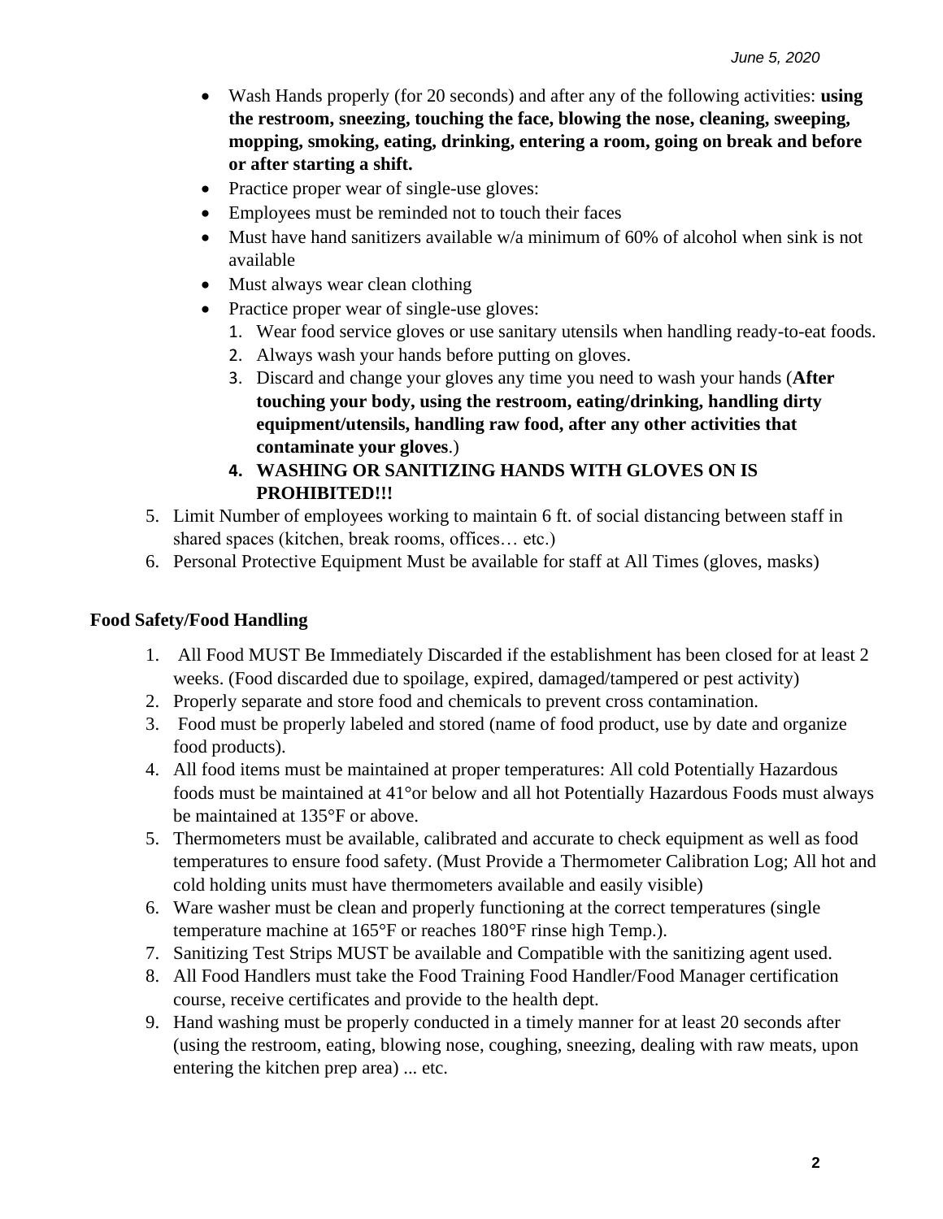- Wash Hands properly (for 20 seconds) and after any of the following activities: **using the restroom, sneezing, touching the face, blowing the nose, cleaning, sweeping, mopping, smoking, eating, drinking, entering a room, going on break and before or after starting a shift.**
- Practice proper wear of single-use gloves:
- Employees must be reminded not to touch their faces
- Must have hand sanitizers available w/a minimum of 60% of alcohol when sink is not available
- Must always wear clean clothing
- Practice proper wear of single-use gloves:
  1. Wear food service gloves or use sanitary utensils when handling ready-to-eat foods.
  2. Always wash your hands before putting on gloves.
  3. Discard and change your gloves any time you need to wash your hands (**After touching your body, using the restroom, eating/drinking, handling dirty equipment/utensils, handling raw food, after any other activities that contaminate your gloves**.)
  4. **WASHING OR SANITIZING HANDS WITH GLOVES ON IS PROHIBITED!!!**

5. Limit Number of employees working to maintain 6 ft. of social distancing between staff in shared spaces (kitchen, break rooms, offices… etc.)
6. Personal Protective Equipment Must be available for staff at All Times (gloves, masks)

**Food Safety/Food Handling**

1. All Food MUST Be Immediately Discarded if the establishment has been closed for at least 2 weeks. (Food discarded due to spoilage, expired, damaged/tampered or pest activity)
2. Properly separate and store food and chemicals to prevent cross contamination.
3. Food must be properly labeled and stored (name of food product, use by date and organize food products).
4. All food items must be maintained at proper temperatures: All cold Potentially Hazardous foods must be maintained at 41°or below and all hot Potentially Hazardous Foods must always be maintained at 135°F or above.
5. Thermometers must be available, calibrated and accurate to check equipment as well as food temperatures to ensure food safety. (Must Provide a Thermometer Calibration Log; All hot and cold holding units must have thermometers available and easily visible)
6. Ware washer must be clean and properly functioning at the correct temperatures (single temperature machine at 165°F or reaches 180°F rinse high Temp.).
7. Sanitizing Test Strips MUST be available and Compatible with the sanitizing agent used.
8. All Food Handlers must take the Food Training Food Handler/Food Manager certification course, receive certificates and provide to the health dept.
9. Hand washing must be properly conducted in a timely manner for at least 20 seconds after (using the restroom, eating, blowing nose, coughing, sneezing, dealing with raw meats, upon entering the kitchen prep area) ... etc.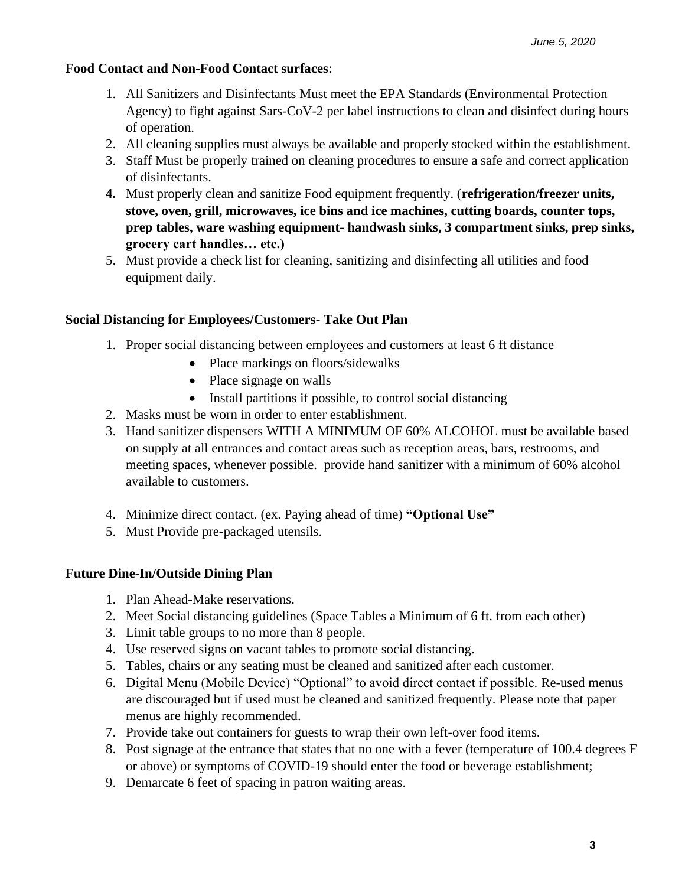*June 5, 2020*

**Food Contact and Non-Food Contact surfaces**:

1. All Sanitizers and Disinfectants Must meet the EPA Standards (Environmental Protection Agency) to fight against Sars-CoV-2 per label instructions to clean and disinfect during hours of operation.
2. All cleaning supplies must always be available and properly stocked within the establishment.
3. Staff Must be properly trained on cleaning procedures to ensure a safe and correct application of disinfectants.
4. Must properly clean and sanitize Food equipment frequently. (**refrigeration/freezer units, stove, oven, grill, microwaves, ice bins and ice machines, cutting boards, counter tops, prep tables, ware washing equipment- handwash sinks, 3 compartment sinks, prep sinks, grocery cart handles… etc.)**
5. Must provide a check list for cleaning, sanitizing and disinfecting all utilities and food equipment daily.

**Social Distancing for Employees/Customers- Take Out Plan**

1. Proper social distancing between employees and customers at least 6 ft distance
   - Place markings on floors/sidewalks
   - Place signage on walls
   - Install partitions if possible, to control social distancing
2. Masks must be worn in order to enter establishment.
3. Hand sanitizer dispensers WITH A MINIMUM OF 60% ALCOHOL must be available based on supply at all entrances and contact areas such as reception areas, bars, restrooms, and meeting spaces, whenever possible. provide hand sanitizer with a minimum of 60% alcohol available to customers.
4. Minimize direct contact. (ex. Paying ahead of time) **"Optional Use"**
5. Must Provide pre-packaged utensils.

**Future Dine-In/Outside Dining Plan**

1. Plan Ahead-Make reservations.
2. Meet Social distancing guidelines (Space Tables a Minimum of 6 ft. from each other)
3. Limit table groups to no more than 8 people.
4. Use reserved signs on vacant tables to promote social distancing.
5. Tables, chairs or any seating must be cleaned and sanitized after each customer.
6. Digital Menu (Mobile Device) "Optional" to avoid direct contact if possible. Re-used menus are discouraged but if used must be cleaned and sanitized frequently. Please note that paper menus are highly recommended.
7. Provide take out containers for guests to wrap their own left-over food items.
8. Post signage at the entrance that states that no one with a fever (temperature of 100.4 degrees F or above) or symptoms of COVID-19 should enter the food or beverage establishment;
9. Demarcate 6 feet of spacing in patron waiting areas.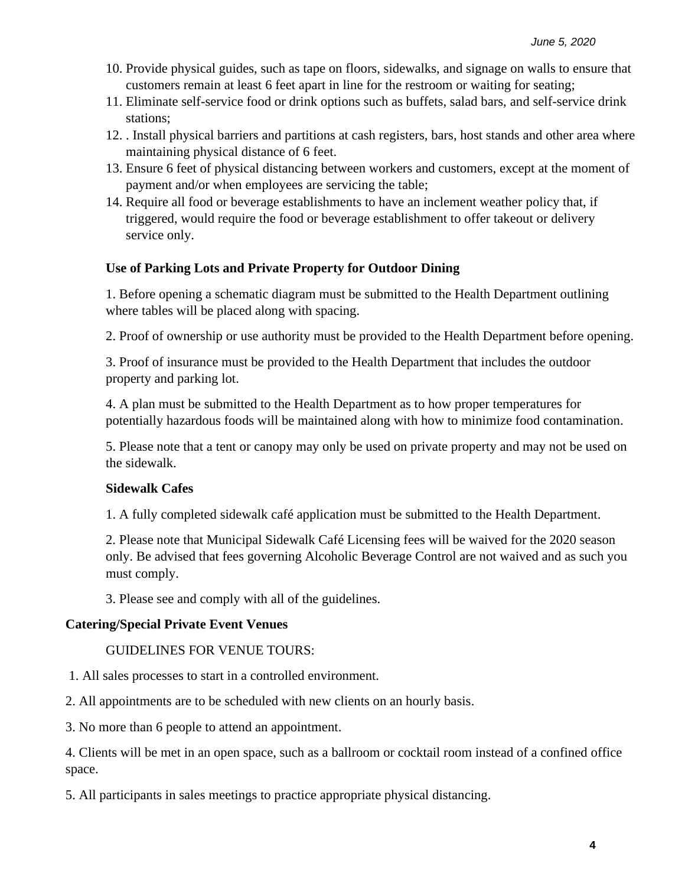10. Provide physical guides, such as tape on floors, sidewalks, and signage on walls to ensure that customers remain at least 6 feet apart in line for the restroom or waiting for seating;
11. Eliminate self-service food or drink options such as buffets, salad bars, and self-service drink stations;
12. . Install physical barriers and partitions at cash registers, bars, host stands and other area where maintaining physical distance of 6 feet.
13. Ensure 6 feet of physical distancing between workers and customers, except at the moment of payment and/or when employees are servicing the table;
14. Require all food or beverage establishments to have an inclement weather policy that, if triggered, would require the food or beverage establishment to offer takeout or delivery service only.

**Use of Parking Lots and Private Property for Outdoor Dining**

1. Before opening a schematic diagram must be submitted to the Health Department outlining where tables will be placed along with spacing.

2. Proof of ownership or use authority must be provided to the Health Department before opening.

3. Proof of insurance must be provided to the Health Department that includes the outdoor property and parking lot.

4. A plan must be submitted to the Health Department as to how proper temperatures for potentially hazardous foods will be maintained along with how to minimize food contamination.

5. Please note that a tent or canopy may only be used on private property and may not be used on the sidewalk.

**Sidewalk Cafes**

1. A fully completed sidewalk café application must be submitted to the Health Department.

2. Please note that Municipal Sidewalk Café Licensing fees will be waived for the 2020 season only. Be advised that fees governing Alcoholic Beverage Control are not waived and as such you must comply.

3. Please see and comply with all of the guidelines.

**Catering/Special Private Event Venues**

GUIDELINES FOR VENUE TOURS:

1. All sales processes to start in a controlled environment.

2. All appointments are to be scheduled with new clients on an hourly basis.

3. No more than 6 people to attend an appointment.

4. Clients will be met in an open space, such as a ballroom or cocktail room instead of a confined office space.

5. All participants in sales meetings to practice appropriate physical distancing.